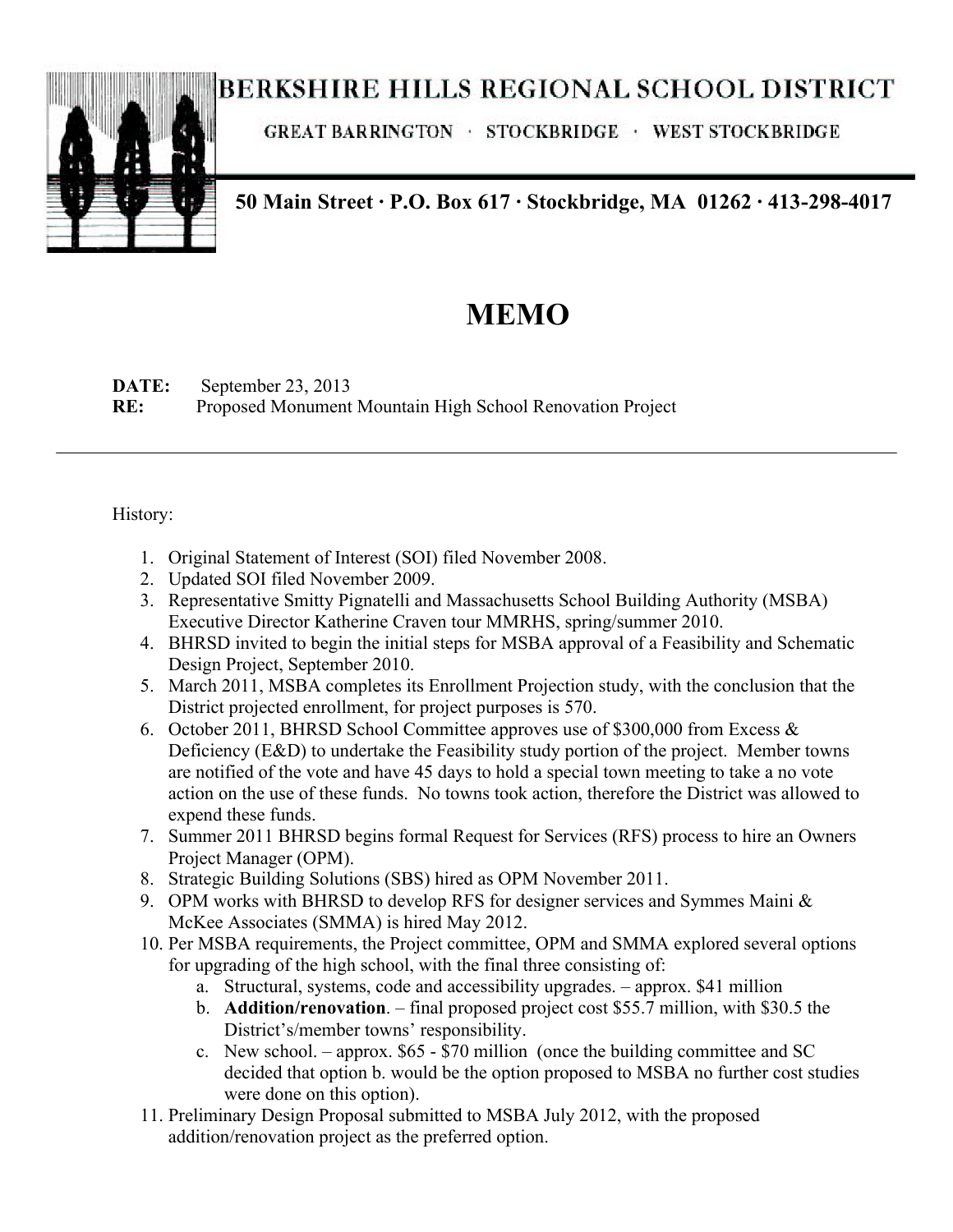# BERKSHIRE HILLS REGIONAL SCHOOL DISTRICT

GREAT BARRINGTON · STOCKBRIDGE · WEST STOCKBRIDGE

**50 Main Street · P.O. Box 617 · Stockbridge, MA 01262 · 413-298-4017**

# MEMO

**DATE:** September 23, 2013
**RE:** Proposed Monument Mountain High School Renovation Project

---

History:

1. Original Statement of Interest (SOI) filed November 2008.
2. Updated SOI filed November 2009.
3. Representative Smitty Pignatelli and Massachusetts School Building Authority (MSBA) Executive Director Katherine Craven tour MMRHS, spring/summer 2010.
4. BHRSD invited to begin the initial steps for MSBA approval of a Feasibility and Schematic Design Project, September 2010.
5. March 2011, MSBA completes its Enrollment Projection study, with the conclusion that the District projected enrollment, for project purposes is 570.
6. October 2011, BHRSD School Committee approves use of $300,000 from Excess & Deficiency (E&D) to undertake the Feasibility study portion of the project. Member towns are notified of the vote and have 45 days to hold a special town meeting to take a no vote action on the use of these funds. No towns took action, therefore the District was allowed to expend these funds.
7. Summer 2011 BHRSD begins formal Request for Services (RFS) process to hire an Owners Project Manager (OPM).
8. Strategic Building Solutions (SBS) hired as OPM November 2011.
9. OPM works with BHRSD to develop RFS for designer services and Symmes Maini & McKee Associates (SMMA) is hired May 2012.
10. Per MSBA requirements, the Project committee, OPM and SMMA explored several options for upgrading of the high school, with the final three consisting of:
    a. Structural, systems, code and accessibility upgrades. – approx. $41 million
    b. **Addition/renovation**. – final proposed project cost $55.7 million, with $30.5 the District's/member towns' responsibility.
    c. New school. – approx. $65 - $70 million (once the building committee and SC decided that option b. would be the option proposed to MSBA no further cost studies were done on this option).
11. Preliminary Design Proposal submitted to MSBA July 2012, with the proposed addition/renovation project as the preferred option.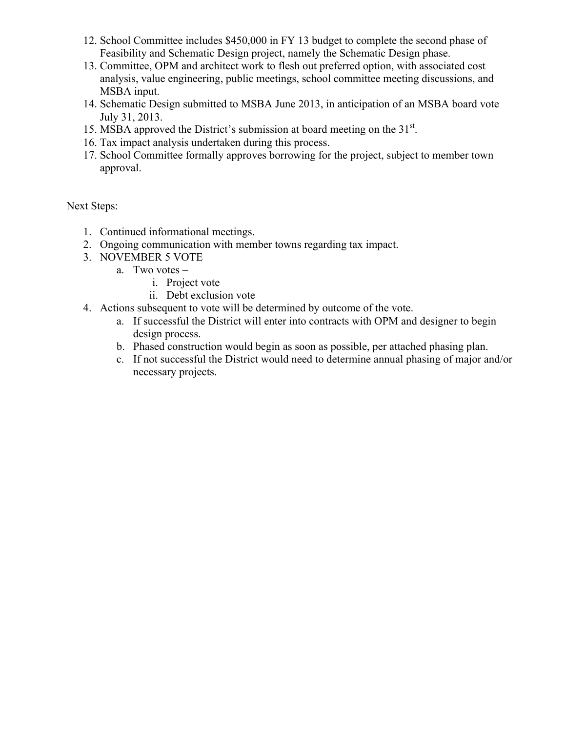12. School Committee includes $450,000 in FY 13 budget to complete the second phase of Feasibility and Schematic Design project, namely the Schematic Design phase.
13. Committee, OPM and architect work to flesh out preferred option, with associated cost analysis, value engineering, public meetings, school committee meeting discussions, and MSBA input.
14. Schematic Design submitted to MSBA June 2013, in anticipation of an MSBA board vote July 31, 2013.
15. MSBA approved the District's submission at board meeting on the 31st.
16. Tax impact analysis undertaken during this process.
17. School Committee formally approves borrowing for the project, subject to member town approval.

Next Steps:

1. Continued informational meetings.
2. Ongoing communication with member towns regarding tax impact.
3. NOVEMBER 5 VOTE
    a. Two votes –
        i. Project vote
        ii. Debt exclusion vote
4. Actions subsequent to vote will be determined by outcome of the vote.
    a. If successful the District will enter into contracts with OPM and designer to begin design process.
    b. Phased construction would begin as soon as possible, per attached phasing plan.
    c. If not successful the District would need to determine annual phasing of major and/or necessary projects.